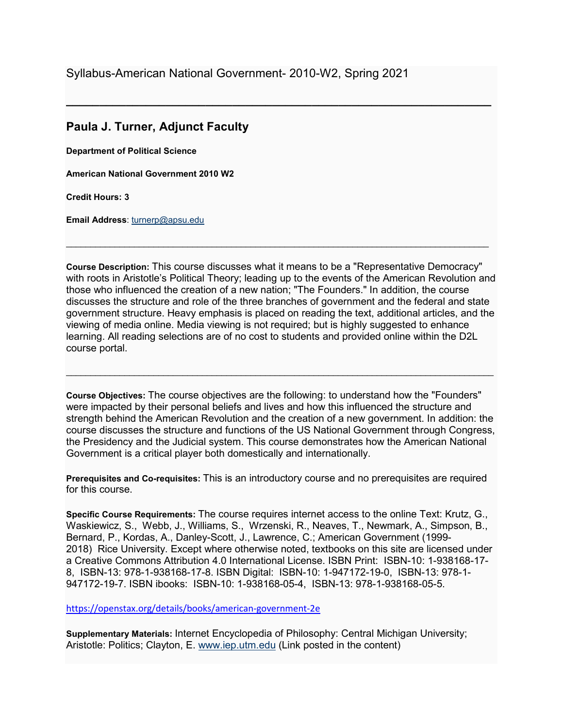Syllabus-American National Government- 2010-W2, Spring 2021

---

## Paula J. Turner, Adjunct Faculty

**Department of Political Science**

**American National Government 2010 W2**

**Credit Hours: 3**

**Email Address**: turnerp@apsu.edu

---

**Course Description:** This course discusses what it means to be a "Representative Democracy" with roots in Aristotle's Political Theory; leading up to the events of the American Revolution and those who influenced the creation of a new nation; "The Founders." In addition, the course discusses the structure and role of the three branches of government and the federal and state government structure. Heavy emphasis is placed on reading the text, additional articles, and the viewing of media online. Media viewing is not required; but is highly suggested to enhance learning. All reading selections are of no cost to students and provided online within the D2L course portal.

---

**Course Objectives:** The course objectives are the following: to understand how the "Founders" were impacted by their personal beliefs and lives and how this influenced the structure and strength behind the American Revolution and the creation of a new government. In addition: the course discusses the structure and functions of the US National Government through Congress, the Presidency and the Judicial system. This course demonstrates how the American National Government is a critical player both domestically and internationally.

**Prerequisites and Co-requisites:** This is an introductory course and no prerequisites are required for this course.

**Specific Course Requirements:** The course requires internet access to the online Text: Krutz, G., Waskiewicz, S., Webb, J., Williams, S., Wrzenski, R., Neaves, T., Newmark, A., Simpson, B., Bernard, P., Kordas, A., Danley-Scott, J., Lawrence, C.; American Government (1999-2018) Rice University. Except where otherwise noted, textbooks on this site are licensed under a Creative Commons Attribution 4.0 International License. ISBN Print: ISBN-10: 1-938168-17-8, ISBN-13: 978-1-938168-17-8. ISBN Digital: ISBN-10: 1-947172-19-0, ISBN-13: 978-1-947172-19-7. ISBN ibooks: ISBN-10: 1-938168-05-4, ISBN-13: 978-1-938168-05-5.

https://openstax.org/details/books/american-government-2e

**Supplementary Materials:** Internet Encyclopedia of Philosophy: Central Michigan University; Aristotle: Politics; Clayton, E. www.iep.utm.edu (Link posted in the content)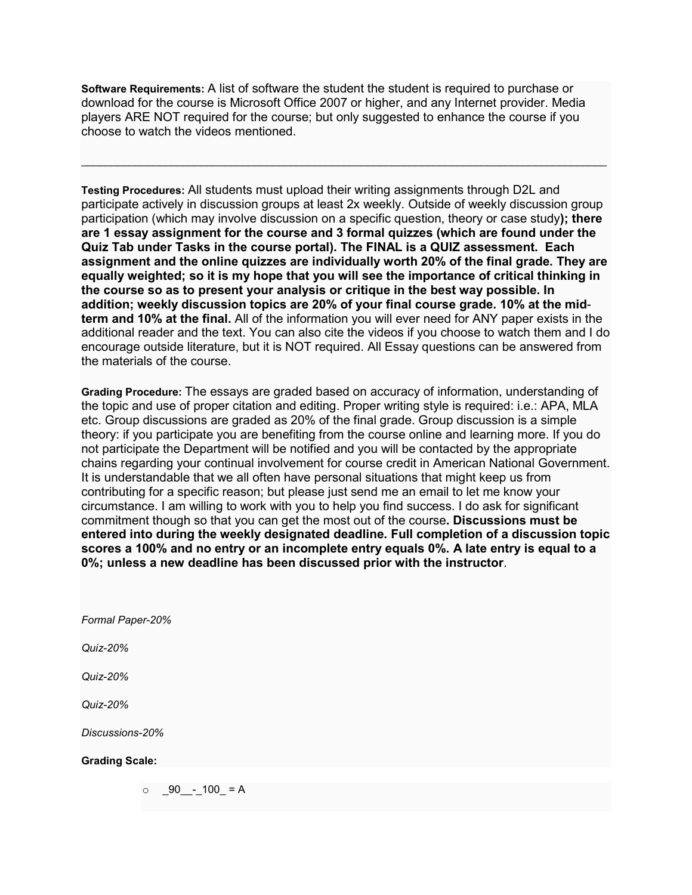**Software Requirements:** A list of software the student the student is required to purchase or download for the course is Microsoft Office 2007 or higher, and any Internet provider. Media players ARE NOT required for the course; but only suggested to enhance the course if you choose to watch the videos mentioned.

---

**Testing Procedures:** All students must upload their writing assignments through D2L and participate actively in discussion groups at least 2x weekly. Outside of weekly discussion group participation (which may involve discussion on a specific question, theory or case study**); there are 1 essay assignment for the course and 3 formal quizzes (which are found under the Quiz Tab under Tasks in the course portal). The FINAL is a QUIZ assessment. Each assignment and the online quizzes are individually worth 20% of the final grade. They are equally weighted; so it is my hope that you will see the importance of critical thinking in the course so as to present your analysis or critique in the best way possible. In addition; weekly discussion topics are 20% of your final course grade. 10% at the mid-term and 10% at the final.** All of the information you will ever need for ANY paper exists in the additional reader and the text. You can also cite the videos if you choose to watch them and I do encourage outside literature, but it is NOT required. All Essay questions can be answered from the materials of the course.

**Grading Procedure:** The essays are graded based on accuracy of information, understanding of the topic and use of proper citation and editing. Proper writing style is required: i.e.: APA, MLA etc. Group discussions are graded as 20% of the final grade. Group discussion is a simple theory: if you participate you are benefiting from the course online and learning more. If you do not participate the Department will be notified and you will be contacted by the appropriate chains regarding your continual involvement for course credit in American National Government. It is understandable that we all often have personal situations that might keep us from contributing for a specific reason; but please just send me an email to let me know your circumstance. I am willing to work with you to help you find success. I do ask for significant commitment though so that you can get the most out of the course**. Discussions must be entered into during the weekly designated deadline. Full completion of a discussion topic scores a 100% and no entry or an incomplete entry equals 0%. A late entry is equal to a 0%; unless a new deadline has been discussed prior with the instructor**.

*Formal Paper-20%*

*Quiz-20%*

*Quiz-20%*

*Quiz-20%*

*Discussions-20%*

**Grading Scale:**

- _90__-_100_ = A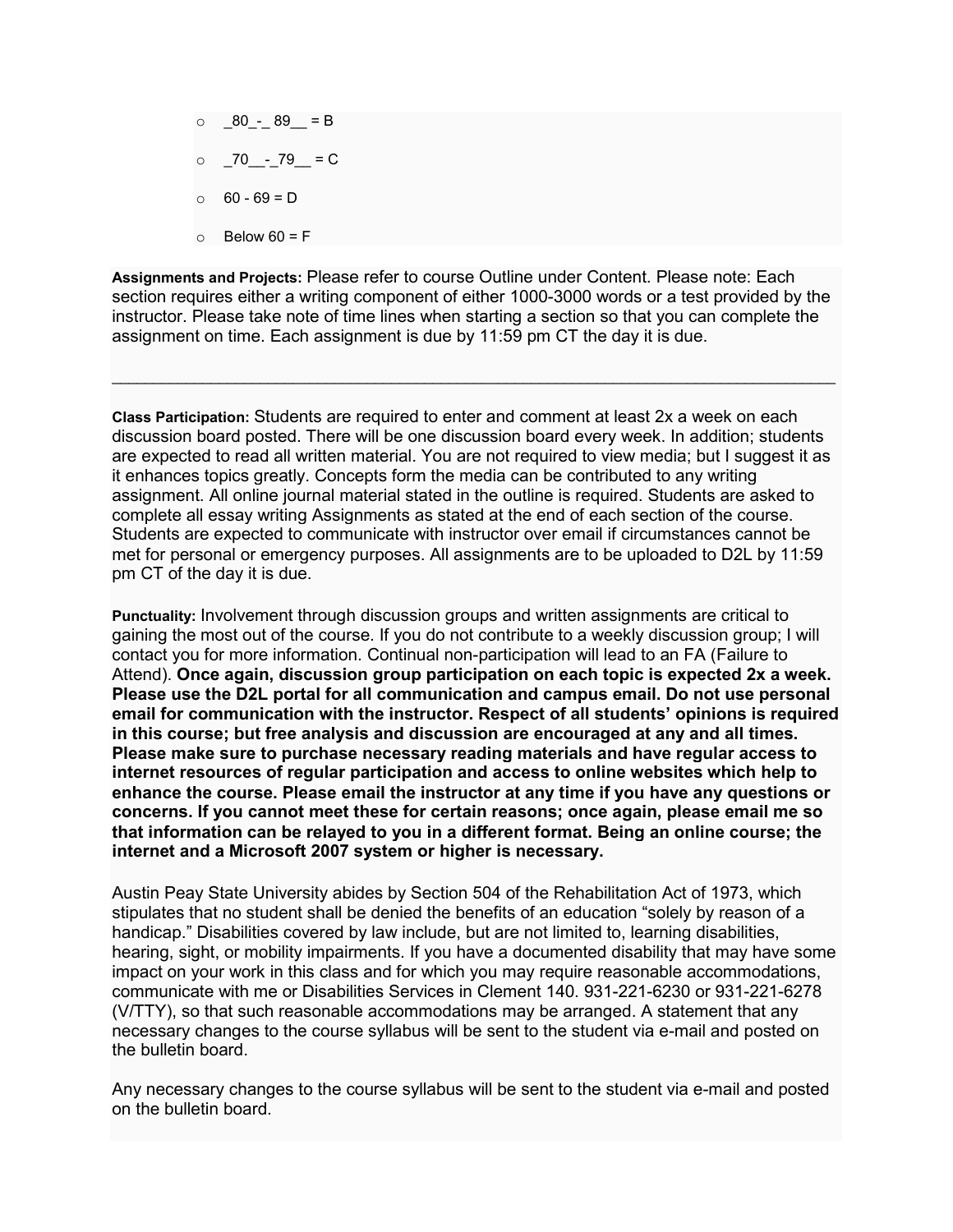- _80_-_ 89__ = B
- _70__-_79__ = C
- 60 - 69 = D
- Below 60 = F

**Assignments and Projects:** Please refer to course Outline under Content. Please note: Each section requires either a writing component of either 1000-3000 words or a test provided by the instructor. Please take note of time lines when starting a section so that you can complete the assignment on time. Each assignment is due by 11:59 pm CT the day it is due.

---

**Class Participation:** Students are required to enter and comment at least 2x a week on each discussion board posted. There will be one discussion board every week. In addition; students are expected to read all written material. You are not required to view media; but I suggest it as it enhances topics greatly. Concepts form the media can be contributed to any writing assignment. All online journal material stated in the outline is required. Students are asked to complete all essay writing Assignments as stated at the end of each section of the course. Students are expected to communicate with instructor over email if circumstances cannot be met for personal or emergency purposes. All assignments are to be uploaded to D2L by 11:59 pm CT of the day it is due.

**Punctuality:** Involvement through discussion groups and written assignments are critical to gaining the most out of the course. If you do not contribute to a weekly discussion group; I will contact you for more information. Continual non-participation will lead to an FA (Failure to Attend). **Once again, discussion group participation on each topic is expected 2x a week. Please use the D2L portal for all communication and campus email. Do not use personal email for communication with the instructor. Respect of all students' opinions is required in this course; but free analysis and discussion are encouraged at any and all times. Please make sure to purchase necessary reading materials and have regular access to internet resources of regular participation and access to online websites which help to enhance the course. Please email the instructor at any time if you have any questions or concerns. If you cannot meet these for certain reasons; once again, please email me so that information can be relayed to you in a different format. Being an online course; the internet and a Microsoft 2007 system or higher is necessary.**

Austin Peay State University abides by Section 504 of the Rehabilitation Act of 1973, which stipulates that no student shall be denied the benefits of an education "solely by reason of a handicap." Disabilities covered by law include, but are not limited to, learning disabilities, hearing, sight, or mobility impairments. If you have a documented disability that may have some impact on your work in this class and for which you may require reasonable accommodations, communicate with me or Disabilities Services in Clement 140. 931-221-6230 or 931-221-6278 (V/TTY), so that such reasonable accommodations may be arranged. A statement that any necessary changes to the course syllabus will be sent to the student via e-mail and posted on the bulletin board.

Any necessary changes to the course syllabus will be sent to the student via e-mail and posted on the bulletin board.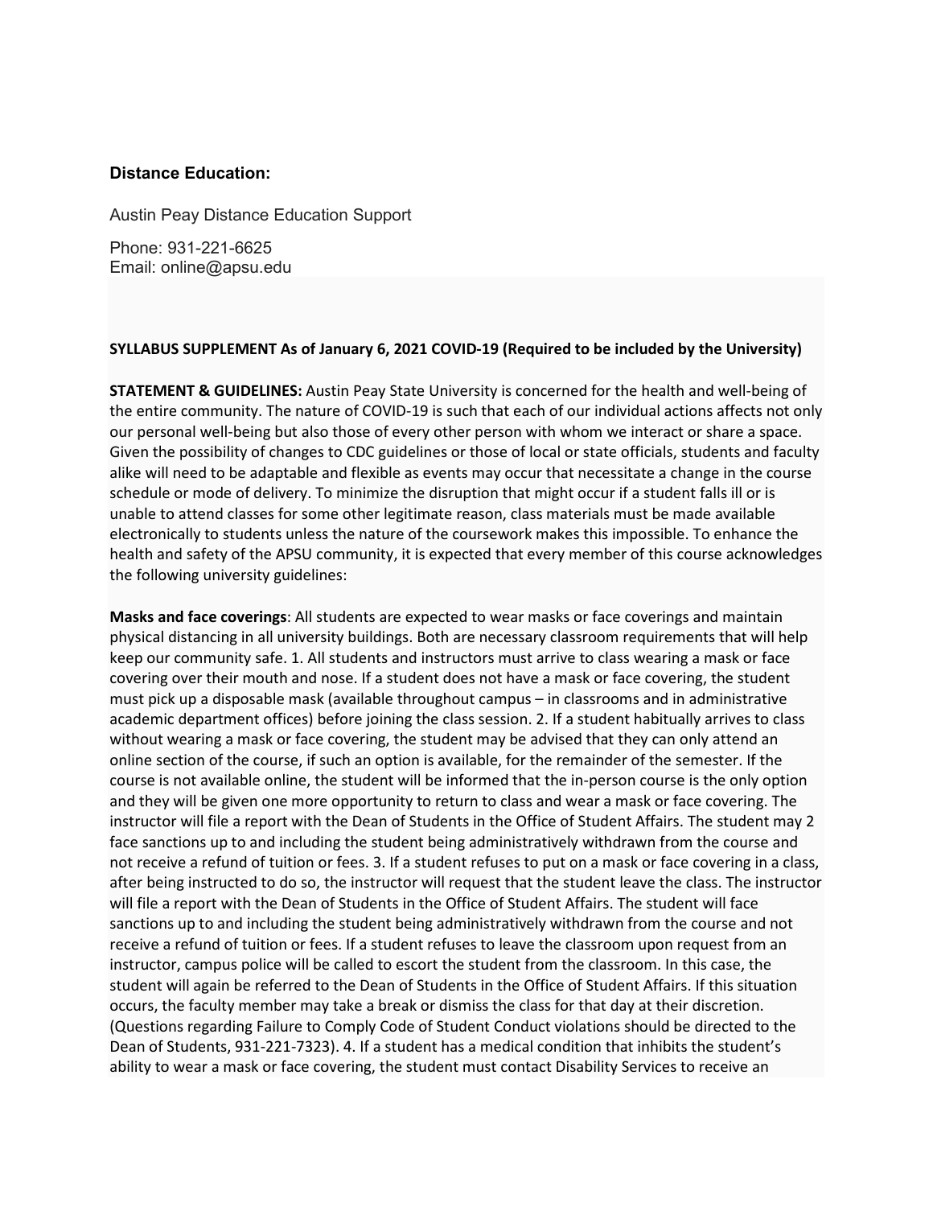### Distance Education:

Austin Peay Distance Education Support

Phone: 931-221-6625
Email: online@apsu.edu

**SYLLABUS SUPPLEMENT As of January 6, 2021 COVID-19 (Required to be included by the University)**

**STATEMENT & GUIDELINES:** Austin Peay State University is concerned for the health and well-being of the entire community. The nature of COVID-19 is such that each of our individual actions affects not only our personal well-being but also those of every other person with whom we interact or share a space. Given the possibility of changes to CDC guidelines or those of local or state officials, students and faculty alike will need to be adaptable and flexible as events may occur that necessitate a change in the course schedule or mode of delivery. To minimize the disruption that might occur if a student falls ill or is unable to attend classes for some other legitimate reason, class materials must be made available electronically to students unless the nature of the coursework makes this impossible. To enhance the health and safety of the APSU community, it is expected that every member of this course acknowledges the following university guidelines:

**Masks and face coverings**: All students are expected to wear masks or face coverings and maintain physical distancing in all university buildings. Both are necessary classroom requirements that will help keep our community safe. 1. All students and instructors must arrive to class wearing a mask or face covering over their mouth and nose. If a student does not have a mask or face covering, the student must pick up a disposable mask (available throughout campus – in classrooms and in administrative academic department offices) before joining the class session. 2. If a student habitually arrives to class without wearing a mask or face covering, the student may be advised that they can only attend an online section of the course, if such an option is available, for the remainder of the semester. If the course is not available online, the student will be informed that the in-person course is the only option and they will be given one more opportunity to return to class and wear a mask or face covering. The instructor will file a report with the Dean of Students in the Office of Student Affairs. The student may 2 face sanctions up to and including the student being administratively withdrawn from the course and not receive a refund of tuition or fees. 3. If a student refuses to put on a mask or face covering in a class, after being instructed to do so, the instructor will request that the student leave the class. The instructor will file a report with the Dean of Students in the Office of Student Affairs. The student will face sanctions up to and including the student being administratively withdrawn from the course and not receive a refund of tuition or fees. If a student refuses to leave the classroom upon request from an instructor, campus police will be called to escort the student from the classroom. In this case, the student will again be referred to the Dean of Students in the Office of Student Affairs. If this situation occurs, the faculty member may take a break or dismiss the class for that day at their discretion. (Questions regarding Failure to Comply Code of Student Conduct violations should be directed to the Dean of Students, 931-221-7323). 4. If a student has a medical condition that inhibits the student's ability to wear a mask or face covering, the student must contact Disability Services to receive an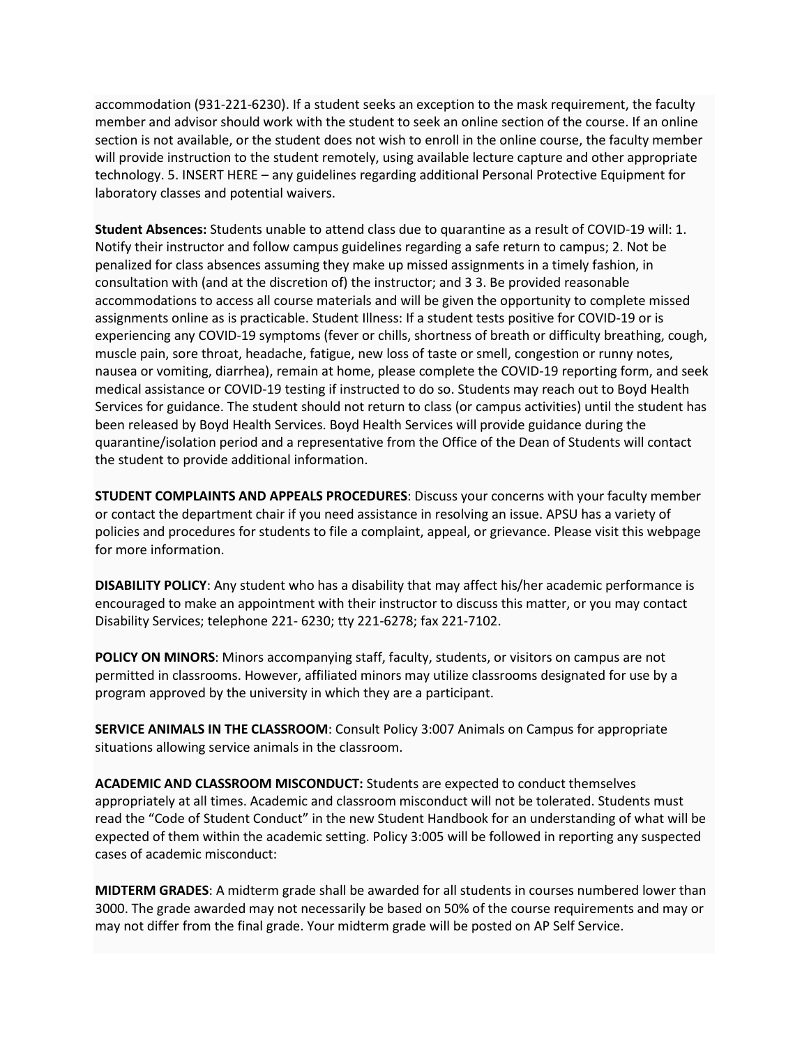accommodation (931-221-6230). If a student seeks an exception to the mask requirement, the faculty member and advisor should work with the student to seek an online section of the course. If an online section is not available, or the student does not wish to enroll in the online course, the faculty member will provide instruction to the student remotely, using available lecture capture and other appropriate technology. 5. INSERT HERE – any guidelines regarding additional Personal Protective Equipment for laboratory classes and potential waivers.

**Student Absences:** Students unable to attend class due to quarantine as a result of COVID-19 will: 1. Notify their instructor and follow campus guidelines regarding a safe return to campus; 2. Not be penalized for class absences assuming they make up missed assignments in a timely fashion, in consultation with (and at the discretion of) the instructor; and 3 3. Be provided reasonable accommodations to access all course materials and will be given the opportunity to complete missed assignments online as is practicable. Student Illness: If a student tests positive for COVID-19 or is experiencing any COVID-19 symptoms (fever or chills, shortness of breath or difficulty breathing, cough, muscle pain, sore throat, headache, fatigue, new loss of taste or smell, congestion or runny notes, nausea or vomiting, diarrhea), remain at home, please complete the COVID-19 reporting form, and seek medical assistance or COVID-19 testing if instructed to do so. Students may reach out to Boyd Health Services for guidance. The student should not return to class (or campus activities) until the student has been released by Boyd Health Services. Boyd Health Services will provide guidance during the quarantine/isolation period and a representative from the Office of the Dean of Students will contact the student to provide additional information.

**STUDENT COMPLAINTS AND APPEALS PROCEDURES**: Discuss your concerns with your faculty member or contact the department chair if you need assistance in resolving an issue. APSU has a variety of policies and procedures for students to file a complaint, appeal, or grievance. Please visit this webpage for more information.

**DISABILITY POLICY**: Any student who has a disability that may affect his/her academic performance is encouraged to make an appointment with their instructor to discuss this matter, or you may contact Disability Services; telephone 221- 6230; tty 221-6278; fax 221-7102.

**POLICY ON MINORS**: Minors accompanying staff, faculty, students, or visitors on campus are not permitted in classrooms. However, affiliated minors may utilize classrooms designated for use by a program approved by the university in which they are a participant.

**SERVICE ANIMALS IN THE CLASSROOM**: Consult Policy 3:007 Animals on Campus for appropriate situations allowing service animals in the classroom.

**ACADEMIC AND CLASSROOM MISCONDUCT:** Students are expected to conduct themselves appropriately at all times. Academic and classroom misconduct will not be tolerated. Students must read the "Code of Student Conduct" in the new Student Handbook for an understanding of what will be expected of them within the academic setting. Policy 3:005 will be followed in reporting any suspected cases of academic misconduct:

**MIDTERM GRADES**: A midterm grade shall be awarded for all students in courses numbered lower than 3000. The grade awarded may not necessarily be based on 50% of the course requirements and may or may not differ from the final grade. Your midterm grade will be posted on AP Self Service.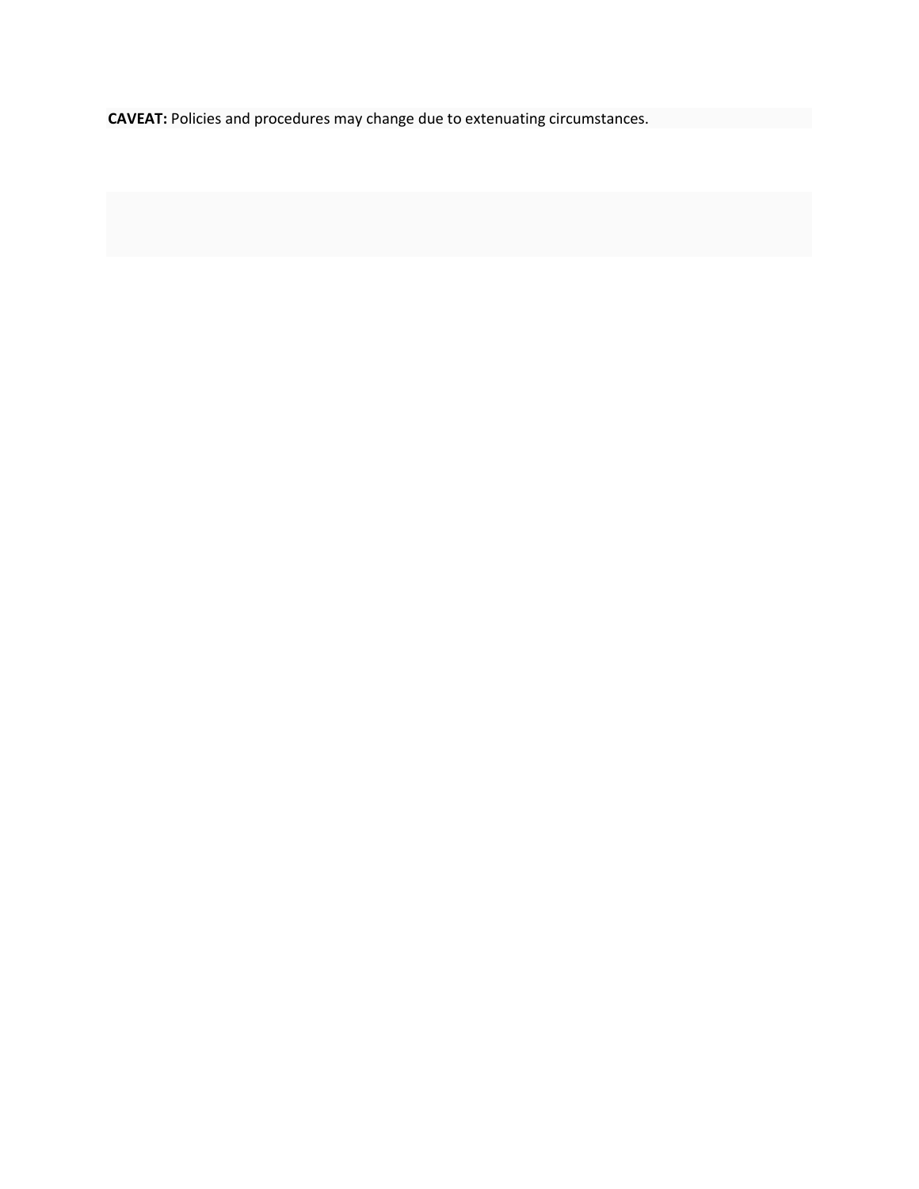**CAVEAT:** Policies and procedures may change due to extenuating circumstances.